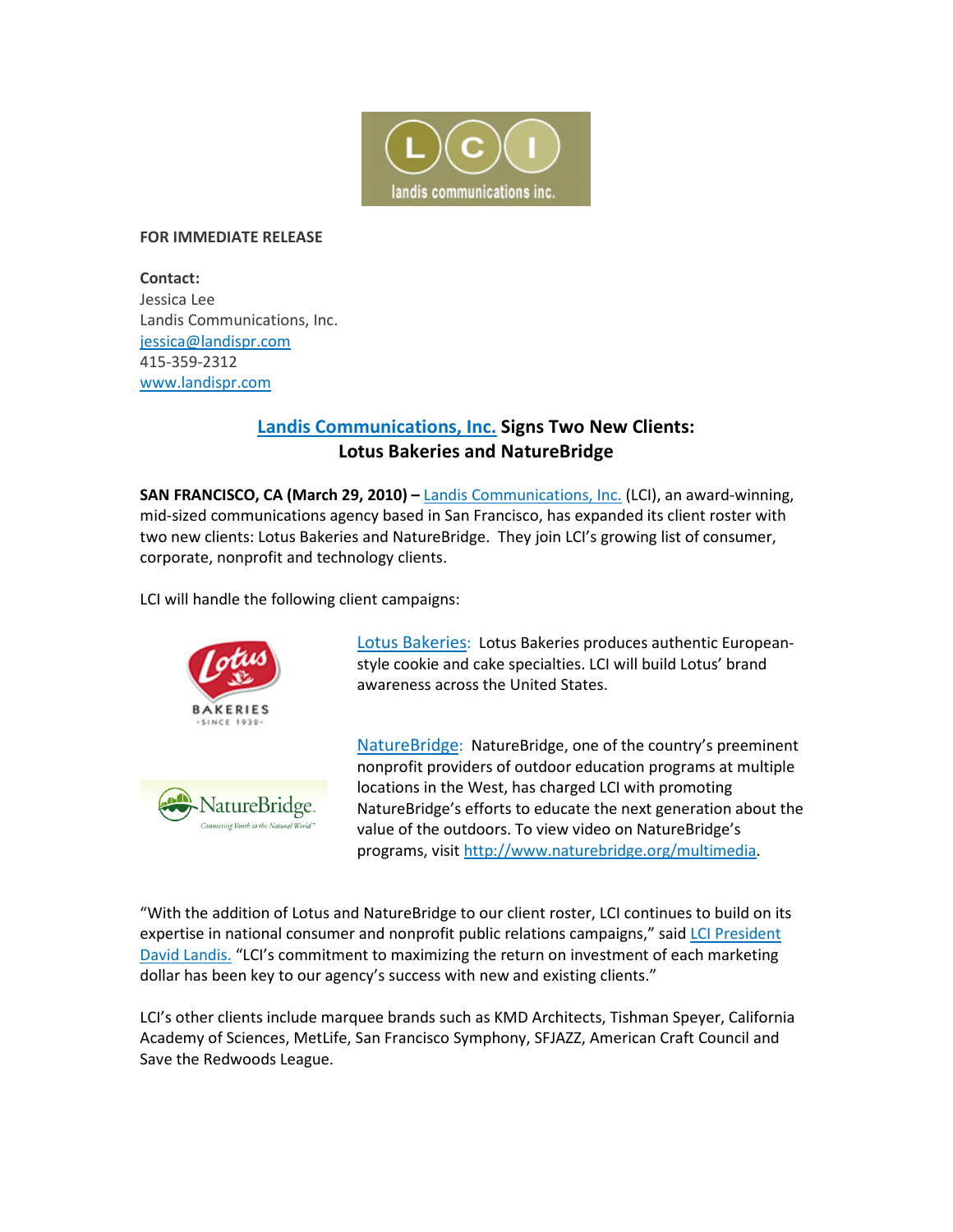**FOR IMMEDIATE RELEASE**

**Contact:**
Jessica Lee
Landis Communications, Inc.
jessica@landispr.com
415-359-2312
www.landispr.com

## Landis Communications, Inc. Signs Two New Clients: Lotus Bakeries and NatureBridge

**SAN FRANCISCO, CA (March 29, 2010) –** Landis Communications, Inc. (LCI), an award-winning, mid-sized communications agency based in San Francisco, has expanded its client roster with two new clients: Lotus Bakeries and NatureBridge. They join LCI's growing list of consumer, corporate, nonprofit and technology clients.

LCI will handle the following client campaigns:

Lotus Bakeries: Lotus Bakeries produces authentic European-style cookie and cake specialties. LCI will build Lotus' brand awareness across the United States.

NatureBridge: NatureBridge, one of the country's preeminent nonprofit providers of outdoor education programs at multiple locations in the West, has charged LCI with promoting NatureBridge's efforts to educate the next generation about the value of the outdoors. To view video on NatureBridge's programs, visit http://www.naturebridge.org/multimedia.

"With the addition of Lotus and NatureBridge to our client roster, LCI continues to build on its expertise in national consumer and nonprofit public relations campaigns," said LCI President David Landis. "LCI's commitment to maximizing the return on investment of each marketing dollar has been key to our agency's success with new and existing clients."

LCI's other clients include marquee brands such as KMD Architects, Tishman Speyer, California Academy of Sciences, MetLife, San Francisco Symphony, SFJAZZ, American Craft Council and Save the Redwoods League.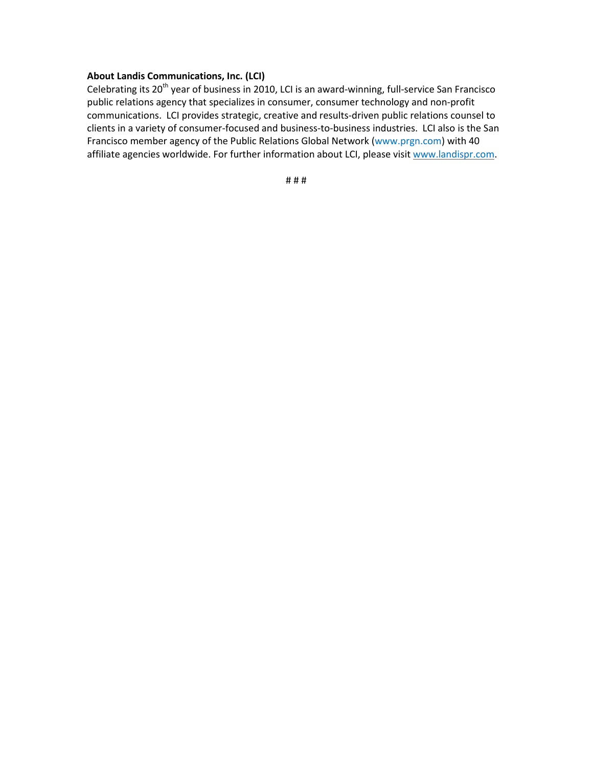**About Landis Communications, Inc. (LCI)**
Celebrating its 20th year of business in 2010, LCI is an award-winning, full-service San Francisco public relations agency that specializes in consumer, consumer technology and non-profit communications. LCI provides strategic, creative and results-driven public relations counsel to clients in a variety of consumer-focused and business-to-business industries. LCI also is the San Francisco member agency of the Public Relations Global Network (www.prgn.com) with 40 affiliate agencies worldwide. For further information about LCI, please visit www.landispr.com.

# # #